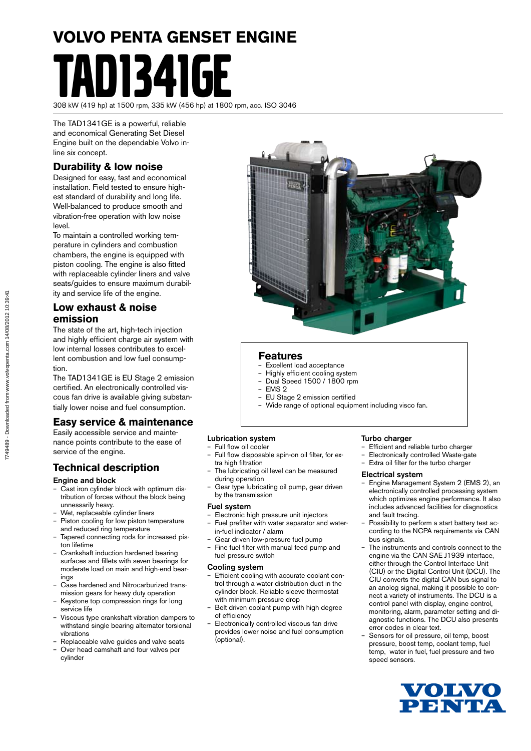# VOLVO PENTA GENSET ENGINE

# TAD1341GE

308 kW (419 hp) at 1500 rpm, 335 kW (456 hp) at 1800 rpm, acc. ISO 3046

The TAD1341GE is a powerful, reliable and economical Generating Set Diesel Engine built on the dependable Volvo in-line six concept.

## Durability & low noise

Designed for easy, fast and economical installation. Field tested to ensure highest standard of durability and long life. Well-balanced to produce smooth and vibration-free operation with low noise level.

To maintain a controlled working temperature in cylinders and combustion chambers, the engine is equipped with piston cooling. The engine is also fitted with replaceable cylinder liners and valve seats/guides to ensure maximum durability and service life of the engine.

## Low exhaust & noise emission

The state of the art, high-tech injection and highly efficient charge air system with low internal losses contributes to excellent combustion and low fuel consumption.

The TAD1341GE is EU Stage 2 emission certified. An electronically controlled viscous fan drive is available giving substantially lower noise and fuel consumption.

## Easy service & maintenance

Easily accessible service and maintenance points contribute to the ease of service of the engine.

## Features

- Excellent load acceptance
- Highly efficient cooling system
- Dual Speed 1500 / 1800 rpm
- EMS 2
- EU Stage 2 emission certified
- Wide range of optional equipment including visco fan.

## Technical description

### Engine and block

- Cast iron cylinder block with optimum distribution of forces without the block being unnessarily heavy.
- Wet, replaceable cylinder liners
- Piston cooling for low piston temperature and reduced ring temperature
- Tapered connecting rods for increased piston lifetime
- Crankshaft induction hardened bearing surfaces and fillets with seven bearings for moderate load on main and high-end bearings
- Case hardened and Nitrocarburized transmission gears for heavy duty operation
- Keystone top compression rings for long service life
- Viscous type crankshaft vibration dampers to withstand single bearing alternator torsional vibrations
- Replaceable valve guides and valve seats
- Over head camshaft and four valves per cylinder

### Lubrication system

- Full flow oil cooler
- Full flow disposable spin-on oil filter, for extra high filtration
- The lubricating oil level can be measured during operation
- Gear type lubricating oil pump, gear driven by the transmission

### Fuel system

- Electronic high pressure unit injectors
- Fuel prefilter with water separator and water-in-fuel indicator / alarm
- Gear driven low-pressure fuel pump
- Fine fuel filter with manual feed pump and fuel pressure switch

### Cooling system

- Efficient cooling with accurate coolant control through a water distribution duct in the cylinder block. Reliable sleeve thermostat with minimum pressure drop
- Belt driven coolant pump with high degree of efficiency
- Electronically controlled viscous fan drive provides lower noise and fuel consumption (optional).

### Turbo charger

- Efficient and reliable turbo charger
- Electronically controlled Waste-gate
- Extra oil filter for the turbo charger

### Electrical system

- Engine Management System 2 (EMS 2), an electronically controlled processing system which optimizes engine performance. It also includes advanced facilities for diagnostics and fault tracing.
- Possibility to perform a start battery test according to the NCPA requirements via CAN bus signals.
- The instruments and controls connect to the engine via the CAN SAE J1939 interface, either through the Control Interface Unit (CIU) or the Digital Control Unit (DCU). The CIU converts the digital CAN bus signal to an anolog signal, making it possible to connect a variety of instruments. The DCU is a control panel with display, engine control, monitoring, alarm, parameter setting and diagnostic functions. The DCU also presents error codes in clear text.
- Sensors for oil pressure, oil temp, boost pressure, boost temp, coolant temp, fuel temp, water in fuel, fuel pressure and two speed sensors.

VOLVO PENTA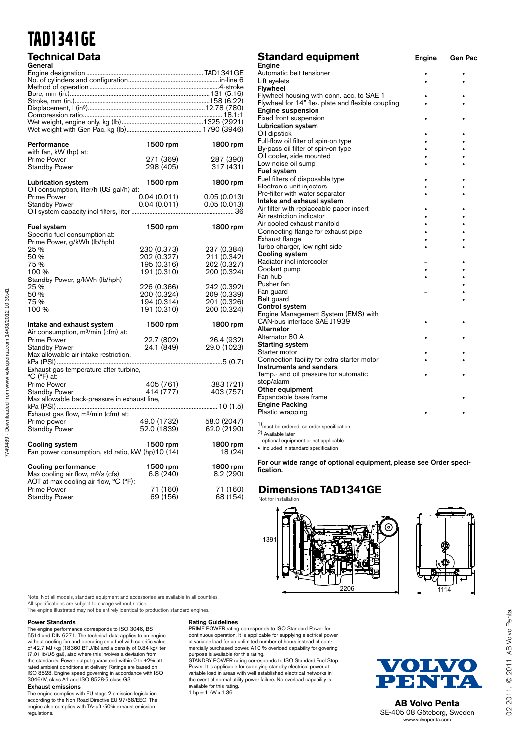# TAD1341GE

## Technical Data

### General

| | |
|---|---|
| Engine designation | TAD1341GE |
| No. of cylinders and configuration | in-line 6 |
| Method of operation | 4-stroke |
| Bore, mm (in.) | 131 (5.16) |
| Stroke, mm (in.) | 158 (6.22) |
| Displacement, l (in³) | 12.78 (780) |
| Compression ratio | 18.1:1 |
| Wet weight, engine only, kg (lb) | 1325 (2921) |
| Wet weight with Gen Pac, kg (lb) | 1790 (3946) |

| **Performance** | **1500 rpm** | **1800 rpm** |
|---|---|---|
| with fan, kW (hp) at: | | |
| Prime Power | 271 (369) | 287 (390) |
| Standby Power | 298 (405) | 317 (431) |

| **Lubrication system** | **1500 rpm** | **1800 rpm** |
|---|---|---|
| Oil consumption, liter/h (US gal/h) at: | | |
| Prime Power | 0.04 (0.011) | 0.05 (0.013) |
| Standby Power | 0.04 (0.011) | 0.05 (0.013) |
| Oil system capacity incl filters, liter | | 36 |

| **Fuel system** | **1500 rpm** | **1800 rpm** |
|---|---|---|
| Specific fuel consumption at: | | |
| Prime Power, g/kWh (lb/hph) | | |
| 25 % | 230 (0.373) | 237 (0.384) |
| 50 % | 202 (0.327) | 211 (0.342) |
| 75 % | 195 (0.316) | 202 (0.327) |
| 100 % | 191 (0.310) | 200 (0.324) |
| Standby Power, g/kWh (lb/hph) | | |
| 25 % | 226 (0.366) | 242 (0.392) |
| 50 % | 200 (0.324) | 209 (0.339) |
| 75 % | 194 (0.314) | 201 (0.326) |
| 100 % | 191 (0.310) | 200 (0.324) |

| **Intake and exhaust system** | **1500 rpm** | **1800 rpm** |
|---|---|---|
| Air consumption, m³/min (cfm) at: | | |
| Prime Power | 22.7 (802) | 26.4 (932) |
| Standby Power | 24.1 (849) | 29.0 (1023) |
| Max allowable air intake restriction, kPa (PSI) | | 5 (0.7) |
| Exhaust gas temperature after turbine, °C (°F) at: | | |
| Prime Power | 405 (761) | 383 (721) |
| Standby Power | 414 (777) | 403 (757) |
| Max allowable back-pressure in exhaust line, kPa (PSI) | | 10 (1.5) |
| Exhaust gas flow, m³/min (cfm) at: | | |
| Prime power | 49.0 (1732) | 58.0 (2047) |
| Standby Power | 52.0 (1839) | 62.0 (2190) |

| **Cooling system** | **1500 rpm** | **1800 rpm** |
|---|---|---|
| Fan power consumption, std ratio, kW (hp) | 10 (14) | 18 (24) |

| **Cooling performance** | **1500 rpm** | **1800 rpm** |
|---|---|---|
| Max cooling air flow, m³/s (cfs) | 6.8 (240) | 8.2 (290) |
| AOT at max cooling air flow, °C (°F): | | |
| Prime Power | 71 (160) | 71 (160) |
| Standby Power | 69 (156) | 68 (154) |

## Standard equipment

| | Engine | Gen Pac |
|---|---|---|
| **Engine** | | |
| Automatic belt tensioner | • | • |
| Lift eyelets | • | • |
| **Flywheel** | | |
| Flywheel housing with conn. acc. to SAE 1 | • | • |
| Flywheel for 14" flex. plate and flexible coupling | • | • |
| **Engine suspension** | | |
| Fixed front suspension | • | • |
| **Lubrication system** | | |
| Oil dipstick | • | • |
| Full-flow oil filter of spin-on type | • | • |
| By-pass oil filter of spin-on type | • | • |
| Oil cooler, side mounted | • | • |
| Low noise oil sump | • | • |
| **Fuel system** | | |
| Fuel filters of disposable type | • | • |
| Electronic unit injectors | • | • |
| Pre-filter with water separator | • | • |
| **Intake and exhaust system** | | |
| Air filter with replaceable paper insert | • | • |
| Air restriction indicator | • | • |
| Air cooled exhaust manifold | • | • |
| Connecting flange for exhaust pipe | • | • |
| Exhaust flange | • | • |
| Turbo charger, low right side | • | • |
| **Cooling system** | | |
| Radiator incl intercooler | – | • |
| Coolant pump | • | • |
| Fan hub | • | • |
| Pusher fan | – | • |
| Fan guard | – | • |
| Belt guard | – | • |
| **Control system** | | |
| Engine Management System (EMS) with CAN-bus interface SAE J1939 | • | • |
| **Alternator** | | |
| Alternator 80 A | • | • |
| **Starting system** | | |
| Starter motor | • | • |
| Connection facility for extra starter motor | • | • |
| **Instruments and senders** | | |
| Temp.- and oil pressure for automatic stop/alarm | • | • |
| **Other equipment** | | |
| Expandable base frame | – | • |
| **Engine Packing** | | |
| Plastic wrapping | • | • |

1) must be ordered, se order specification
2) Available later
– optional equipment or not applicable
• included in standard specification

**For our wide range of optional equipment, please see Order specification.**

## Dimensions TAD1341GE

Not for installation

1391
2206
1114

Note! Not all models, standard equipment and accessories are available in all countries.
All specifications are subject to change without notice.
The engine illustrated may not be entirely identical to production standard engines.

### Power Standards

The engine performance corresponds to ISO 3046, BS 5514 and DIN 6271. The technical data applies to an engine without cooling fan and operating on a fuel with calorific value of 42.7 MJ /kg (18360 BTU/lb) and a density of 0.84 kg/liter (7.01 lb/US gal), also where this involves a deviation from the standards. Power output guaranteed within 0 to +2% att rated ambient conditions at delivery. Ratings are based on ISO 8528. Engine speed governing in accordance with ISO 3046/IV, class A1 and ISO 8528-5 class G3

### Exhaust emissions

The engine complies with EU stage 2 emission legislation according to the Non Road Directive EU 97/68/EEC. The engine also complies with TA-luft -50% engine emission regulations.

### Rating Guidelines

PRIME POWER rating corresponds to ISO Standard Power for continuous operation. It is applicable for supplying electrical power at variable load for an unlimited number of hours instead of commercially purchased power. A10 % overload capability for govering purpose is available for this rating.
STANDBY POWER rating corresponds to ISO Standard Fuel Stop Power. It is applicable for supplying standby electrical power at variable load in areas with well established electrical networks in the event of normal utility power failure. No overload capability is available for this rating.
1 hp = 1 kW x 1.36

VOLVO PENTA

**AB Volvo Penta**
SE-405 08 Göteborg, Sweden
www.volvopenta.com

02-2011. © 2011 AB Volvo Penta.

7749489 - Downloaded from www.volvopenta.com 14/08/2012 10:39:41